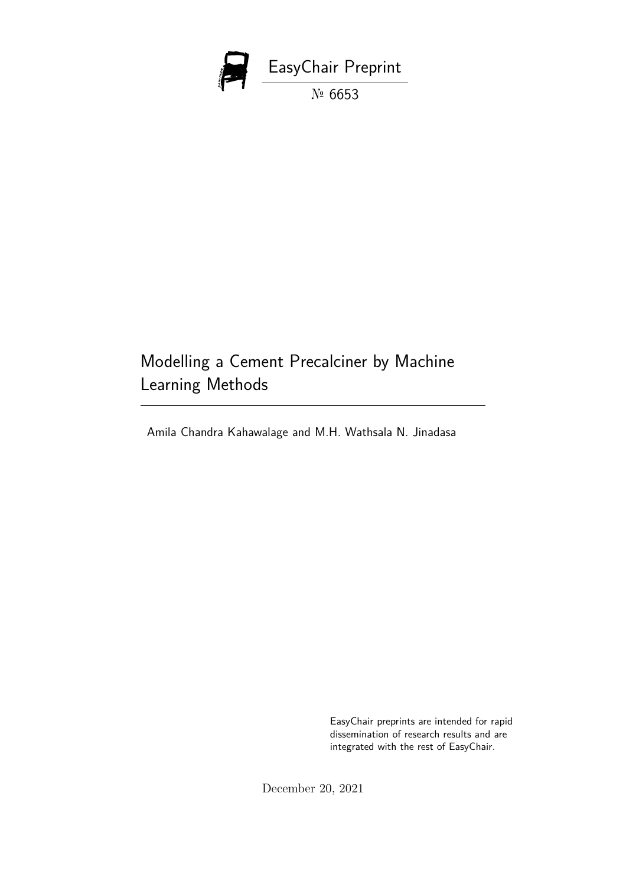EasyChair Preprint

№ 6653

# Modelling a Cement Precalciner by Machine Learning Methods

Amila Chandra Kahawalage and M.H. Wathsala N. Jinadasa

EasyChair preprints are intended for rapid dissemination of research results and are integrated with the rest of EasyChair.

December 20, 2021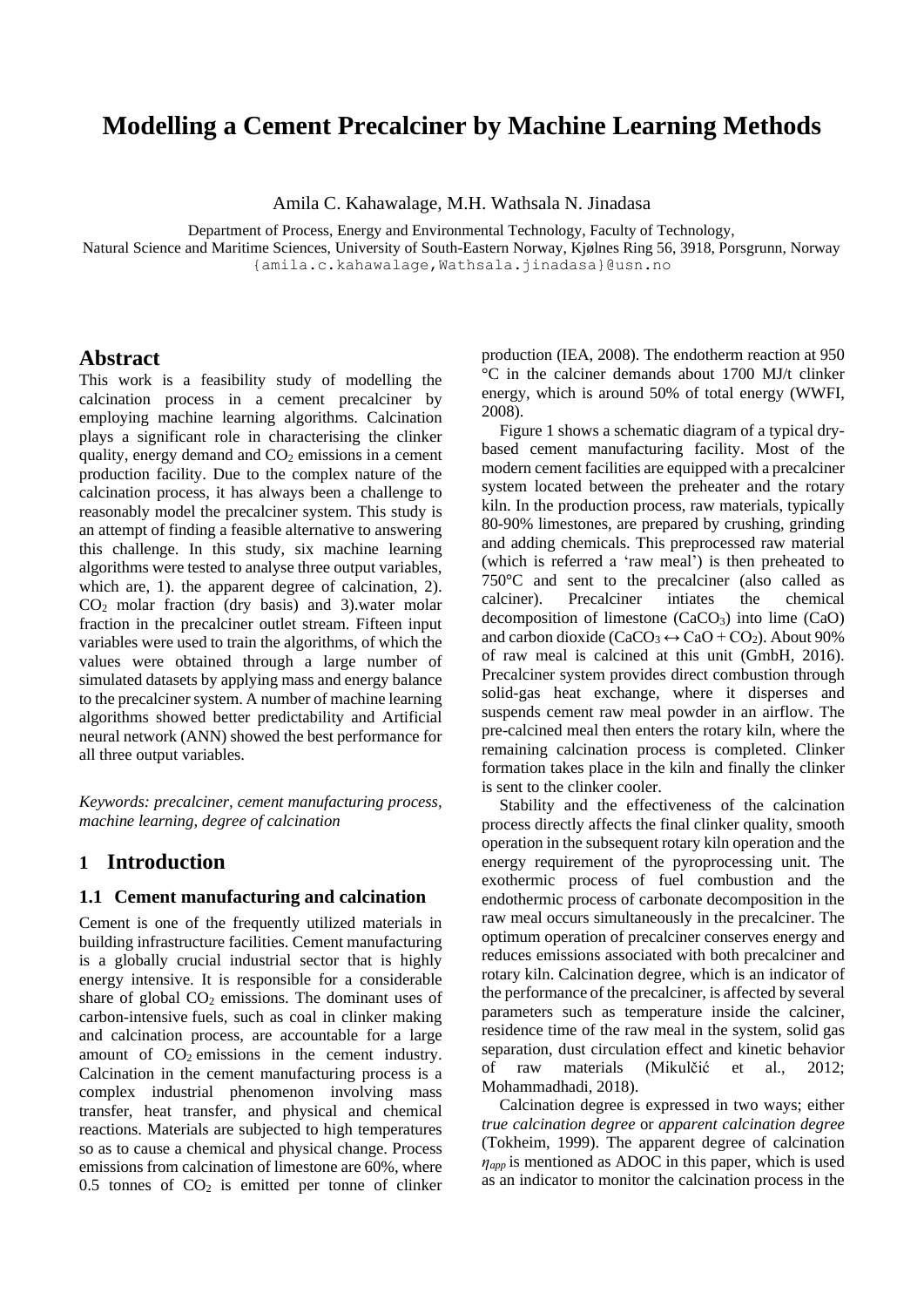# Modelling a Cement Precalciner by Machine Learning Methods

Amila C. Kahawalage, M.H. Wathsala N. Jinadasa

Department of Process, Energy and Environmental Technology, Faculty of Technology,
Natural Science and Maritime Sciences, University of South-Eastern Norway, Kjølnes Ring 56, 3918, Porsgrunn, Norway
{amila.c.kahawalage,Wathsala.jinadasa}@usn.no

## Abstract

This work is a feasibility study of modelling the calcination process in a cement precalciner by employing machine learning algorithms. Calcination plays a significant role in characterising the clinker quality, energy demand and $CO_2$ emissions in a cement production facility. Due to the complex nature of the calcination process, it has always been a challenge to reasonably model the precalciner system. This study is an attempt of finding a feasible alternative to answering this challenge. In this study, six machine learning algorithms were tested to analyse three output variables, which are, 1). the apparent degree of calcination, 2). $CO_2$ molar fraction (dry basis) and 3).water molar fraction in the precalciner outlet stream. Fifteen input variables were used to train the algorithms, of which the values were obtained through a large number of simulated datasets by applying mass and energy balance to the precalciner system. A number of machine learning algorithms showed better predictability and Artificial neural network (ANN) showed the best performance for all three output variables.

*Keywords: precalciner, cement manufacturing process, machine learning, degree of calcination*

## 1 Introduction

### 1.1 Cement manufacturing and calcination

Cement is one of the frequently utilized materials in building infrastructure facilities. Cement manufacturing is a globally crucial industrial sector that is highly energy intensive. It is responsible for a considerable share of global $CO_2$ emissions. The dominant uses of carbon-intensive fuels, such as coal in clinker making and calcination process, are accountable for a large amount of $CO_2$ emissions in the cement industry. Calcination in the cement manufacturing process is a complex industrial phenomenon involving mass transfer, heat transfer, and physical and chemical reactions. Materials are subjected to high temperatures so as to cause a chemical and physical change. Process emissions from calcination of limestone are 60%, where 0.5 tonnes of $CO_2$ is emitted per tonne of clinker production (IEA, 2008). The endotherm reaction at 950 °C in the calciner demands about 1700 MJ/t clinker energy, which is around 50% of total energy (WWFI, 2008).

Figure 1 shows a schematic diagram of a typical dry-based cement manufacturing facility. Most of the modern cement facilities are equipped with a precalciner system located between the preheater and the rotary kiln. In the production process, raw materials, typically 80-90% limestones, are prepared by crushing, grinding and adding chemicals. This preprocessed raw material (which is referred a 'raw meal') is then preheated to 750°C and sent to the precalciner (also called as calciner). Precalciner intiates the chemical decomposition of limestone ($CaCO_3$) into lime ($CaO$) and carbon dioxide ($CaCO_3 \leftrightarrow CaO + CO_2$). About 90% of raw meal is calcined at this unit (GmbH, 2016). Precalciner system provides direct combustion through solid-gas heat exchange, where it disperses and suspends cement raw meal powder in an airflow. The pre-calcined meal then enters the rotary kiln, where the remaining calcination process is completed. Clinker formation takes place in the kiln and finally the clinker is sent to the clinker cooler.

Stability and the effectiveness of the calcination process directly affects the final clinker quality, smooth operation in the subsequent rotary kiln operation and the energy requirement of the pyroprocessing unit. The exothermic process of fuel combustion and the endothermic process of carbonate decomposition in the raw meal occurs simultaneously in the precalciner. The optimum operation of precalciner conserves energy and reduces emissions associated with both precalciner and rotary kiln. Calcination degree, which is an indicator of the performance of the precalciner, is affected by several parameters such as temperature inside the calciner, residence time of the raw meal in the system, solid gas separation, dust circulation effect and kinetic behavior of raw materials (Mikulčić et al., 2012; Mohammadhadi, 2018).

Calcination degree is expressed in two ways; either *true calcination degree* or *apparent calcination degree* (Tokheim, 1999). The apparent degree of calcination $\eta_{app}$ is mentioned as ADOC in this paper, which is used as an indicator to monitor the calcination process in the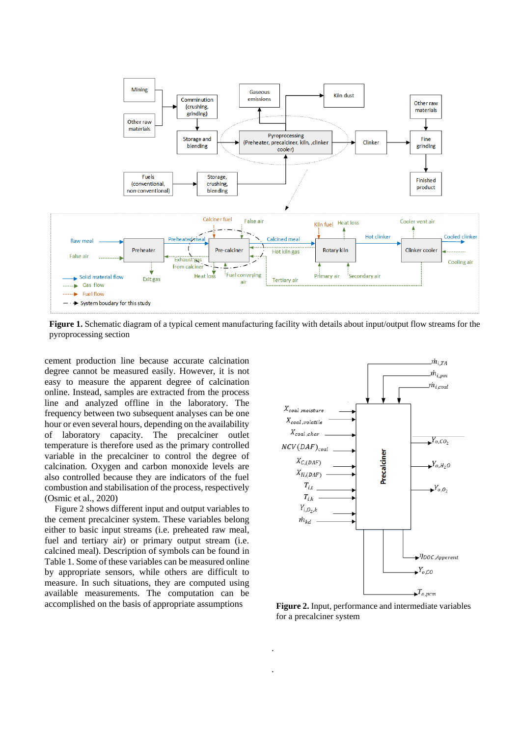**Figure 1.** Schematic diagram of a typical cement manufacturing facility with details about input/output flow streams for the pyroprocessing section

cement production line because accurate calcination degree cannot be measured easily. However, it is not easy to measure the apparent degree of calcination online. Instead, samples are extracted from the process line and analyzed offline in the laboratory. The frequency between two subsequent analyses can be one hour or even several hours, depending on the availability of laboratory capacity. The precalciner outlet temperature is therefore used as the primary controlled variable in the precalciner to control the degree of calcination. Oxygen and carbon monoxide levels are also controlled because they are indicators of the fuel combustion and stabilisation of the process, respectively (Osmic et al., 2020)

Figure 2 shows different input and output variables to the cement precalciner system. These variables belong either to basic input streams (i.e. preheated raw meal, fuel and tertiary air) or primary output stream (i.e. calcined meal). Description of symbols can be found in Table 1. Some of these variables can be measured online by appropriate sensors, while others are difficult to measure. In such situations, they are computed using available measurements. The computation can be accomplished on the basis of appropriate assumptions

**Figure 2.** Input, performance and intermediate variables for a precalciner system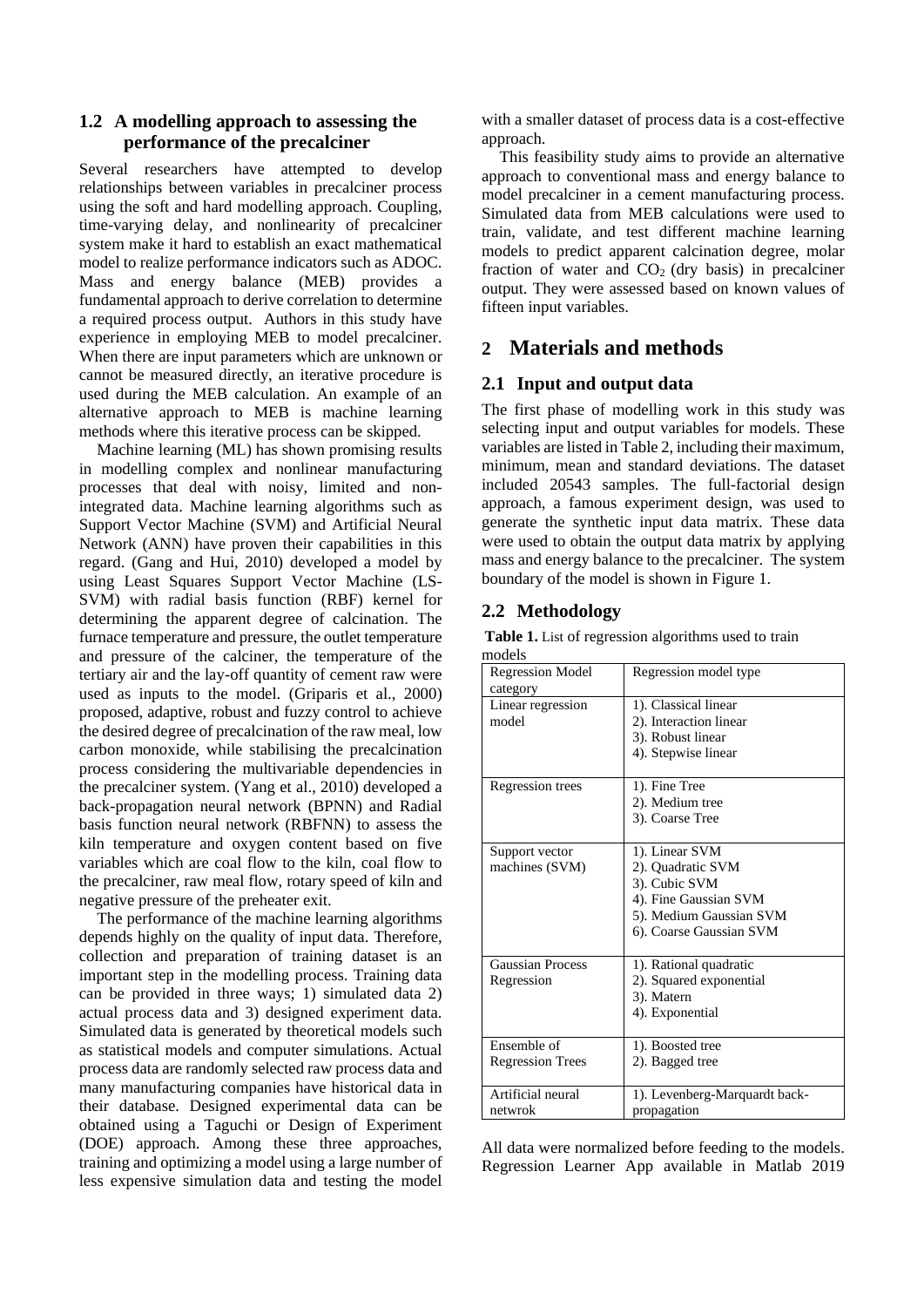### 1.2 A modelling approach to assessing the performance of the precalciner

Several researchers have attempted to develop relationships between variables in precalciner process using the soft and hard modelling approach. Coupling, time-varying delay, and nonlinearity of precalciner system make it hard to establish an exact mathematical model to realize performance indicators such as ADOC. Mass and energy balance (MEB) provides a fundamental approach to derive correlation to determine a required process output. Authors in this study have experience in employing MEB to model precalciner. When there are input parameters which are unknown or cannot be measured directly, an iterative procedure is used during the MEB calculation. An example of an alternative approach to MEB is machine learning methods where this iterative process can be skipped.

Machine learning (ML) has shown promising results in modelling complex and nonlinear manufacturing processes that deal with noisy, limited and non-integrated data. Machine learning algorithms such as Support Vector Machine (SVM) and Artificial Neural Network (ANN) have proven their capabilities in this regard. (Gang and Hui, 2010) developed a model by using Least Squares Support Vector Machine (LS-SVM) with radial basis function (RBF) kernel for determining the apparent degree of calcination. The furnace temperature and pressure, the outlet temperature and pressure of the calciner, the temperature of the tertiary air and the lay-off quantity of cement raw were used as inputs to the model. (Griparis et al., 2000) proposed, adaptive, robust and fuzzy control to achieve the desired degree of precalcination of the raw meal, low carbon monoxide, while stabilising the precalcination process considering the multivariable dependencies in the precalciner system. (Yang et al., 2010) developed a back-propagation neural network (BPNN) and Radial basis function neural network (RBFNN) to assess the kiln temperature and oxygen content based on five variables which are coal flow to the kiln, coal flow to the precalciner, raw meal flow, rotary speed of kiln and negative pressure of the preheater exit.

The performance of the machine learning algorithms depends highly on the quality of input data. Therefore, collection and preparation of training dataset is an important step in the modelling process. Training data can be provided in three ways; 1) simulated data 2) actual process data and 3) designed experiment data. Simulated data is generated by theoretical models such as statistical models and computer simulations. Actual process data are randomly selected raw process data and many manufacturing companies have historical data in their database. Designed experimental data can be obtained using a Taguchi or Design of Experiment (DOE) approach. Among these three approaches, training and optimizing a model using a large number of less expensive simulation data and testing the model with a smaller dataset of process data is a cost-effective approach.

This feasibility study aims to provide an alternative approach to conventional mass and energy balance to model precalciner in a cement manufacturing process. Simulated data from MEB calculations were used to train, validate, and test different machine learning models to predict apparent calcination degree, molar fraction of water and $CO_2$ (dry basis) in precalciner output. They were assessed based on known values of fifteen input variables.

## 2 Materials and methods

### 2.1 Input and output data

The first phase of modelling work in this study was selecting input and output variables for models. These variables are listed in Table 2, including their maximum, minimum, mean and standard deviations. The dataset included 20543 samples. The full-factorial design approach, a famous experiment design, was used to generate the synthetic input data matrix. These data were used to obtain the output data matrix by applying mass and energy balance to the precalciner. The system boundary of the model is shown in Figure 1.

### 2.2 Methodology

**Table 1.** List of regression algorithms used to train models

| Regression Model category | Regression model type |
|---|---|
| Linear regression model | 1). Classical linear<br>2). Interaction linear<br>3). Robust linear<br>4). Stepwise linear |
| Regression trees | 1). Fine Tree<br>2). Medium tree<br>3). Coarse Tree |
| Support vector machines (SVM) | 1). Linear SVM<br>2). Quadratic SVM<br>3). Cubic SVM<br>4). Fine Gaussian SVM<br>5). Medium Gaussian SVM<br>6). Coarse Gaussian SVM |
| Gaussian Process Regression | 1). Rational quadratic<br>2). Squared exponential<br>3). Matern<br>4). Exponential |
| Ensemble of Regression Trees | 1). Boosted tree<br>2). Bagged tree |
| Artificial neural netwrok | 1). Levenberg-Marquardt back-propagation |

All data were normalized before feeding to the models. Regression Learner App available in Matlab 2019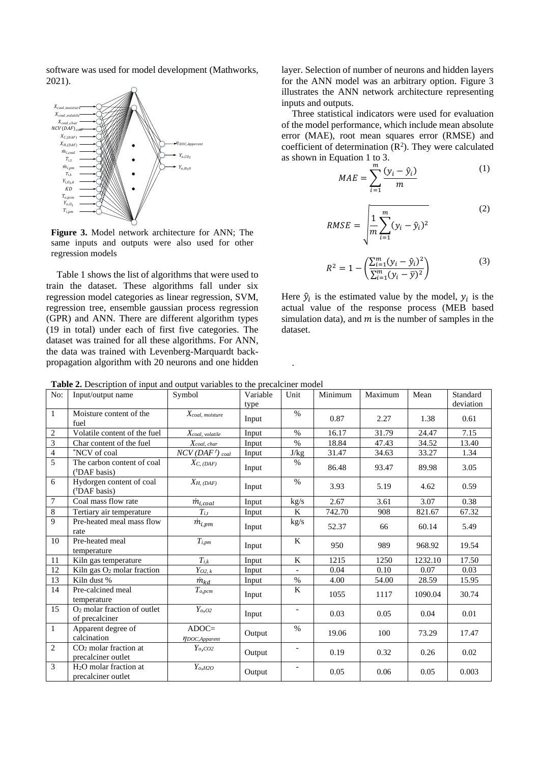software was used for model development (Mathworks, 2021).

**Figure 3.** Model network architecture for ANN; The same inputs and outputs were also used for other regression models

Table 1 shows the list of algorithms that were used to train the dataset. These algorithms fall under six regression model categories as linear regression, SVM, regression tree, ensemble gaussian process regression (GPR) and ANN. There are different algorithm types (19 in total) under each of first five categories. The dataset was trained for all these algorithms. For ANN, the data was trained with Levenberg-Marquardt back-propagation algorithm with 20 neurons and one hidden layer. Selection of number of neurons and hidden layers for the ANN model was an arbitrary option. Figure 3 illustrates the ANN network architecture representing inputs and outputs.

Three statistical indicators were used for evaluation of the model performance, which include mean absolute error (MAE), root mean squares error (RMSE) and coefficient of determination ($R^2$). They were calculated as shown in Equation 1 to 3.

$$MAE = \sum_{i=1}^{m} \frac{(y_i - \hat{y}_i)}{m} \tag{1}$$

$$RMSE = \sqrt{\frac{1}{m}\sum_{i=1}^{m}(y_i - \hat{y}_i)^2} \tag{2}$$

$$R^2 = 1 - \left(\frac{\sum_{i=1}^{m}(y_i - \hat{y}_i)^2}{\sum_{i=1}^{m}(y_i - \bar{y})^2}\right) \tag{3}$$

Here $\hat{y}_i$ is the estimated value by the model, $y_i$ is the actual value of the response process (MEB based simulation data), and $m$ is the number of samples in the dataset.

**Table 2.** Description of input and output variables to the precalciner model

| No: | Input/output name | Symbol | Variable type | Unit | Minimum | Maximum | Mean | Standard deviation |
|---|---|---|---|---|---|---|---|---|
| 1 | Moisture content of the fuel | $X_{coal,\ moisture}$ | Input | % | 0.87 | 2.27 | 1.38 | 0.61 |
| 2 | Volatile content of the fuel | $X_{coal,\ volatile}$ | Input | % | 16.17 | 31.79 | 24.47 | 7.15 |
| 3 | Char content of the fuel | $X_{coal,\ char}$ | Input | % | 18.84 | 47.43 | 34.52 | 13.40 |
| 4 | *NCV of coal | $NCV\ (DAF^{\dagger})_{coal}$ | Input | J/kg | 31.47 | 34.63 | 33.27 | 1.34 |
| 5 | The carbon content of coal (†DAF basis) | $X_{C,\ (DAF)}$ | Input | % | 86.48 | 93.47 | 89.98 | 3.05 |
| 6 | Hydorgen content of coal (†DAF basis) | $X_{H,\ (DAF)}$ | Input | % | 3.93 | 5.19 | 4.62 | 0.59 |
| 7 | Coal mass flow rate | $\dot{m}_{i,coal}$ | Input | kg/s | 2.67 | 3.61 | 3.07 | 0.38 |
| 8 | Tertiary air temperature | $T_{i,t}$ | Input | K | 742.70 | 908 | 821.67 | 67.32 |
| 9 | Pre-heated meal mass flow rate | $\dot{m}_{i,pm}$ | Input | kg/s | 52.37 | 66 | 60.14 | 5.49 |
| 10 | Pre-heated meal temperature | $T_{i,pm}$ | Input | K | 950 | 989 | 968.92 | 19.54 |
| 11 | Kiln gas temperature | $T_{i,k}$ | Input | K | 1215 | 1250 | 1232.10 | 17.50 |
| 12 | Kiln gas $O_2$ molar fraction | $Y_{O2,\ k}$ | Input | - | 0.04 | 0.10 | 0.07 | 0.03 |
| 13 | Kiln dust % | $\dot{m}_{kd}$ | Input | % | 4.00 | 54.00 | 28.59 | 15.95 |
| 14 | Pre-calcined meal temperature | $T_{o,pcm}$ | Input | K | 1055 | 1117 | 1090.04 | 30.74 |
| 15 | $O_2$ molar fraction of outlet of precalciner | $Y_{o,O2}$ | Input | - | 0.03 | 0.05 | 0.04 | 0.01 |
| 1 | Apparent degree of calcination | ADOC= $\eta_{DOC,Apparent}$ | Output | % | 19.06 | 100 | 73.29 | 17.47 |
| 2 | $CO_2$ molar fraction at precalciner outlet | $Y_{o,CO2}$ | Output | - | 0.19 | 0.32 | 0.26 | 0.02 |
| 3 | $H_2O$ molar fraction at precalciner outlet | $Y_{o,H2O}$ | Output | - | 0.05 | 0.06 | 0.05 | 0.003 |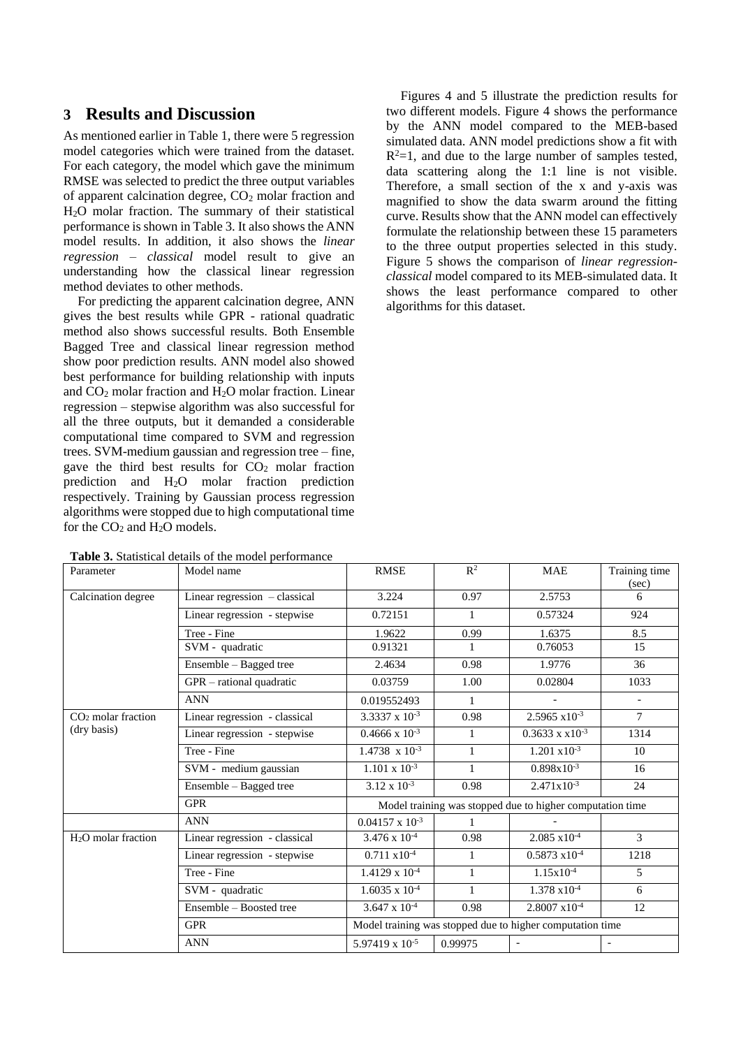## 3 Results and Discussion

As mentioned earlier in Table 1, there were 5 regression model categories which were trained from the dataset. For each category, the model which gave the minimum RMSE was selected to predict the three output variables of apparent calcination degree, $CO_2$ molar fraction and $H_2O$ molar fraction. The summary of their statistical performance is shown in Table 3. It also shows the ANN model results. In addition, it also shows the *linear regression – classical* model result to give an understanding how the classical linear regression method deviates to other methods.

For predicting the apparent calcination degree, ANN gives the best results while GPR - rational quadratic method also shows successful results. Both Ensemble Bagged Tree and classical linear regression method show poor prediction results. ANN model also showed best performance for building relationship with inputs and $CO_2$ molar fraction and $H_2O$ molar fraction. Linear regression – stepwise algorithm was also successful for all the three outputs, but it demanded a considerable computational time compared to SVM and regression trees. SVM-medium gaussian and regression tree – fine, gave the third best results for $CO_2$ molar fraction prediction and $H_2O$ molar fraction prediction respectively. Training by Gaussian process regression algorithms were stopped due to high computational time for the $CO_2$ and $H_2O$ models.

Figures 4 and 5 illustrate the prediction results for two different models. Figure 4 shows the performance by the ANN model compared to the MEB-based simulated data. ANN model predictions show a fit with $R^2$=1, and due to the large number of samples tested, data scattering along the 1:1 line is not visible. Therefore, a small section of the x and y-axis was magnified to show the data swarm around the fitting curve. Results show that the ANN model can effectively formulate the relationship between these 15 parameters to the three output properties selected in this study. Figure 5 shows the comparison of *linear regression-classical* model compared to its MEB-simulated data. It shows the least performance compared to other algorithms for this dataset.

**Table 3.** Statistical details of the model performance

| Parameter | Model name | RMSE | $R^2$ | MAE | Training time (sec) |
|---|---|---|---|---|---|
| Calcination degree | Linear regression – classical | 3.224 | 0.97 | 2.5753 | 6 |
| | Linear regression - stepwise | 0.72151 | 1 | 0.57324 | 924 |
| | Tree - Fine | 1.9622 | 0.99 | 1.6375 | 8.5 |
| | SVM - quadratic | 0.91321 | 1 | 0.76053 | 15 |
| | Ensemble – Bagged tree | 2.4634 | 0.98 | 1.9776 | 36 |
| | GPR – rational quadratic | 0.03759 | 1.00 | 0.02804 | 1033 |
| | ANN | 0.019552493 | 1 | - | - |
| $CO_2$ molar fraction (dry basis) | Linear regression - classical | $3.3337 \times 10^{-3}$ | 0.98 | $2.5965 \times 10^{-3}$ | 7 |
| | Linear regression - stepwise | $0.4666 \times 10^{-3}$ | 1 | $0.3633 \times 10^{-3}$ | 1314 |
| | Tree - Fine | $1.4738 \times 10^{-3}$ | 1 | $1.201 \times 10^{-3}$ | 10 |
| | SVM - medium gaussian | $1.101 \times 10^{-3}$ | 1 | $0.898 \times 10^{-3}$ | 16 |
| | Ensemble – Bagged tree | $3.12 \times 10^{-3}$ | 0.98 | $2.471 \times 10^{-3}$ | 24 |
| | GPR | Model training was stopped due to higher computation time | | | |
| | ANN | $0.04157 \times 10^{-3}$ | 1 | - | |
| $H_2O$ molar fraction | Linear regression - classical | $3.476 \times 10^{-4}$ | 0.98 | $2.085 \times 10^{-4}$ | 3 |
| | Linear regression - stepwise | $0.711 \times 10^{-4}$ | 1 | $0.5873 \times 10^{-4}$ | 1218 |
| | Tree - Fine | $1.4129 \times 10^{-4}$ | 1 | $1.15 \times 10^{-4}$ | 5 |
| | SVM - quadratic | $1.6035 \times 10^{-4}$ | 1 | $1.378 \times 10^{-4}$ | 6 |
| | Ensemble – Boosted tree | $3.647 \times 10^{-4}$ | 0.98 | $2.8007 \times 10^{-4}$ | 12 |
| | GPR | Model training was stopped due to higher computation time | | | |
| | ANN | $5.97419 \times 10^{-5}$ | 0.99975 | - | - |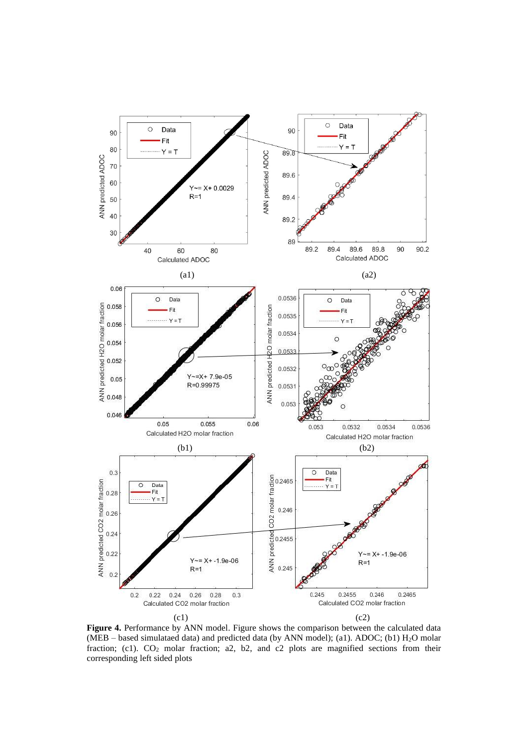(a1)

(a2)

(b1)

(b2)

(c1)

(c2)

**Figure 4.** Performance by ANN model. Figure shows the comparison between the calculated data (MEB – based simulataed data) and predicted data (by ANN model); (a1). ADOC; (b1) $H_2O$ molar fraction; (c1). $CO_2$ molar fraction; a2, b2, and c2 plots are magnified sections from their corresponding left sided plots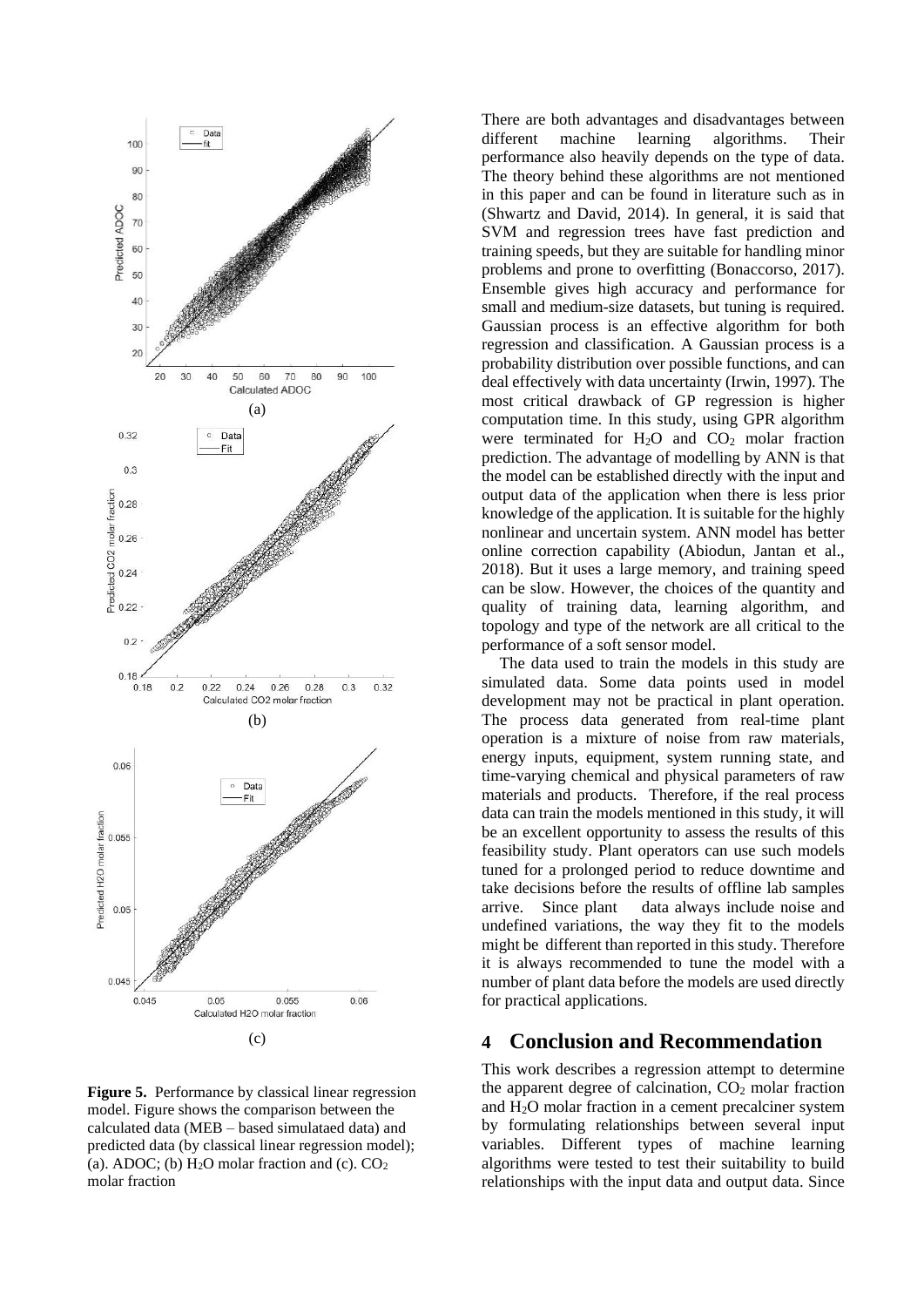(a)

(b)

(c)

**Figure 5.** Performance by classical linear regression model. Figure shows the comparison between the calculated data (MEB – based simulataed data) and predicted data (by classical linear regression model); (a). ADOC; (b) $H_2O$ molar fraction and (c). $CO_2$ molar fraction

There are both advantages and disadvantages between different machine learning algorithms. Their performance also heavily depends on the type of data. The theory behind these algorithms are not mentioned in this paper and can be found in literature such as in (Shwartz and David, 2014). In general, it is said that SVM and regression trees have fast prediction and training speeds, but they are suitable for handling minor problems and prone to overfitting (Bonaccorso, 2017). Ensemble gives high accuracy and performance for small and medium-size datasets, but tuning is required. Gaussian process is an effective algorithm for both regression and classification. A Gaussian process is a probability distribution over possible functions, and can deal effectively with data uncertainty (Irwin, 1997). The most critical drawback of GP regression is higher computation time. In this study, using GPR algorithm were terminated for $H_2O$ and $CO_2$ molar fraction prediction. The advantage of modelling by ANN is that the model can be established directly with the input and output data of the application when there is less prior knowledge of the application. It is suitable for the highly nonlinear and uncertain system. ANN model has better online correction capability (Abiodun, Jantan et al., 2018). But it uses a large memory, and training speed can be slow. However, the choices of the quantity and quality of training data, learning algorithm, and topology and type of the network are all critical to the performance of a soft sensor model.

The data used to train the models in this study are simulated data. Some data points used in model development may not be practical in plant operation. The process data generated from real-time plant operation is a mixture of noise from raw materials, energy inputs, equipment, system running state, and time-varying chemical and physical parameters of raw materials and products. Therefore, if the real process data can train the models mentioned in this study, it will be an excellent opportunity to assess the results of this feasibility study. Plant operators can use such models tuned for a prolonged period to reduce downtime and take decisions before the results of offline lab samples arrive. Since plant data always include noise and undefined variations, the way they fit to the models might be different than reported in this study. Therefore it is always recommended to tune the model with a number of plant data before the models are used directly for practical applications.

## 4 Conclusion and Recommendation

This work describes a regression attempt to determine the apparent degree of calcination, $CO_2$ molar fraction and $H_2O$ molar fraction in a cement precalciner system by formulating relationships between several input variables. Different types of machine learning algorithms were tested to test their suitability to build relationships with the input data and output data. Since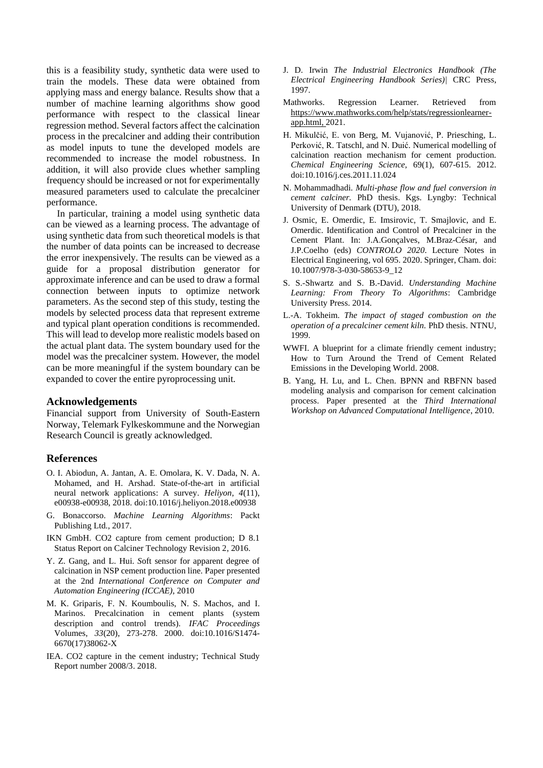this is a feasibility study, synthetic data were used to train the models. These data were obtained from applying mass and energy balance. Results show that a number of machine learning algorithms show good performance with respect to the classical linear regression method. Several factors affect the calcination process in the precalciner and adding their contribution as model inputs to tune the developed models are recommended to increase the model robustness. In addition, it will also provide clues whether sampling frequency should be increased or not for experimentally measured parameters used to calculate the precalciner performance.

In particular, training a model using synthetic data can be viewed as a learning process. The advantage of using synthetic data from such theoretical models is that the number of data points can be increased to decrease the error inexpensively. The results can be viewed as a guide for a proposal distribution generator for approximate inference and can be used to draw a formal connection between inputs to optimize network parameters. As the second step of this study, testing the models by selected process data that represent extreme and typical plant operation conditions is recommended. This will lead to develop more realistic models based on the actual plant data. The system boundary used for the model was the precalciner system. However, the model can be more meaningful if the system boundary can be expanded to cover the entire pyroprocessing unit.

## Acknowledgements

Financial support from University of South-Eastern Norway, Telemark Fylkeskommune and the Norwegian Research Council is greatly acknowledged.

## References

O. I. Abiodun, A. Jantan, A. E. Omolara, K. V. Dada, N. A. Mohamed, and H. Arshad. State-of-the-art in artificial neural network applications: A survey. *Heliyon, 4*(11), e00938-e00938, 2018. doi:10.1016/j.heliyon.2018.e00938

G. Bonaccorso. *Machine Learning Algorithms*: Packt Publishing Ltd., 2017.

IKN GmbH. CO2 capture from cement production; D 8.1 Status Report on Calciner Technology Revision 2, 2016.

Y. Z. Gang, and L. Hui. Soft sensor for apparent degree of calcination in NSP cement production line. Paper presented at the 2nd *International Conference on Computer and Automation Engineering (ICCAE)*, 2010

M. K. Griparis, F. N. Koumboulis, N. S. Machos, and I. Marinos. Precalcination in cement plants (system description and control trends). *IFAC Proceedings* Volumes, *33*(20), 273-278. 2000. doi:10.1016/S1474-6670(17)38062-X

IEA. CO2 capture in the cement industry; Technical Study Report number 2008/3. 2018.

J. D. Irwin *The Industrial Electronics Handbook (The Electrical Engineering Handbook Series)*| CRC Press, 1997.

Mathworks. Regression Learner. Retrieved from https://www.mathworks.com/help/stats/regressionlearner-app.html, 2021.

H. Mikulčić, E. von Berg, M. Vujanović, P. Priesching, L. Perković, R. Tatschl, and N. Duić. Numerical modelling of calcination reaction mechanism for cement production. *Chemical Engineering Science*, 69(1), 607-615. 2012. doi:10.1016/j.ces.2011.11.024

N. Mohammadhadi. *Multi-phase flow and fuel conversion in cement calciner.* PhD thesis. Kgs. Lyngby: Technical University of Denmark (DTU), 2018.

J. Osmic, E. Omerdic, E. Imsirovic, T. Smajlovic, and E. Omerdic. Identification and Control of Precalciner in the Cement Plant. In: J.A.Gonçalves, M.Braz-César, and J.P.Coelho (eds) *CONTROLO 2020*. Lecture Notes in Electrical Engineering, vol 695. 2020. Springer, Cham. doi: 10.1007/978-3-030-58653-9_12

S. S.-Shwartz and S. B.-David. *Understanding Machine Learning: From Theory To Algorithms*: Cambridge University Press. 2014.

L.-A. Tokheim. *The impact of staged combustion on the operation of a precalciner cement kiln.* PhD thesis. NTNU, 1999.

WWFI. A blueprint for a climate friendly cement industry; How to Turn Around the Trend of Cement Related Emissions in the Developing World. 2008.

B. Yang, H. Lu, and L. Chen. BPNN and RBFNN based modeling analysis and comparison for cement calcination process. Paper presented at the *Third International Workshop on Advanced Computational Intelligence*, 2010.